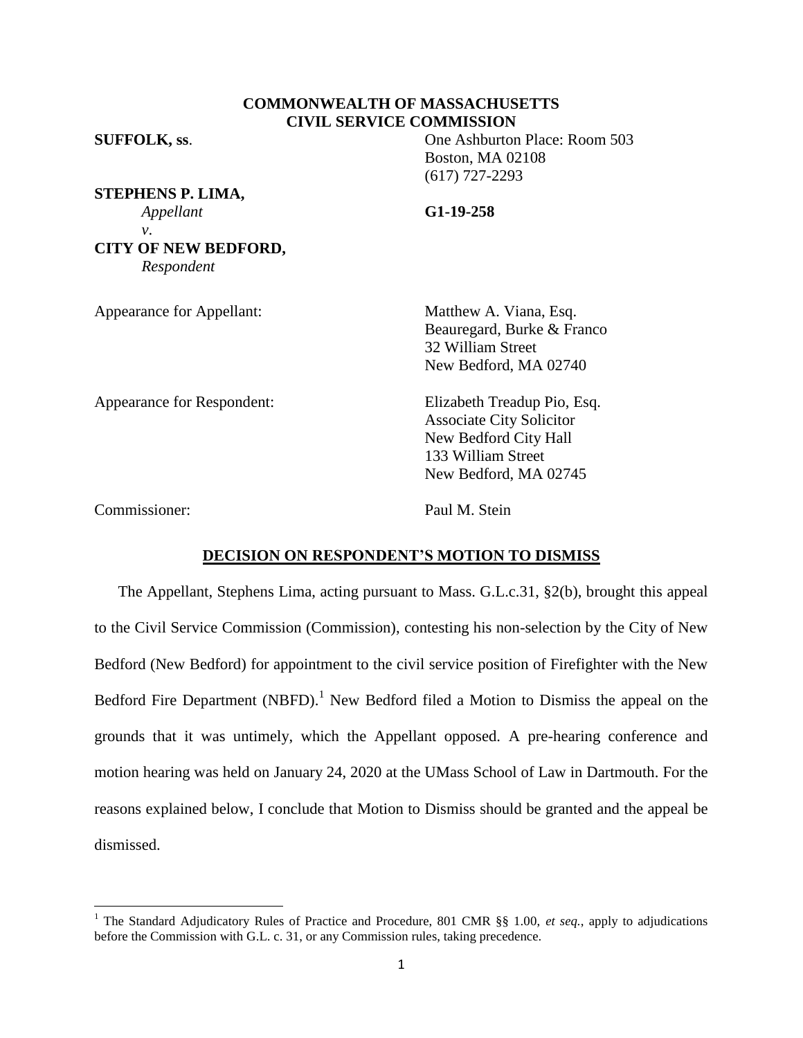**COMMONWEALTH OF MASSACHUSETTS**
**CIVIL SERVICE COMMISSION**

**SUFFOLK, ss.**

One Ashburton Place: Room 503
Boston, MA 02108
(617) 727-2293

**STEPHENS P. LIMA,**
*Appellant*
*v.*
**CITY OF NEW BEDFORD,**
*Respondent*

**G1-19-258**

Appearance for Appellant: Matthew A. Viana, Esq.
Beauregard, Burke & Franco
32 William Street
New Bedford, MA 02740

Appearance for Respondent: Elizabeth Treadup Pio, Esq.
Associate City Solicitor
New Bedford City Hall
133 William Street
New Bedford, MA 02745

Commissioner: Paul M. Stein

## DECISION ON RESPONDENT'S MOTION TO DISMISS

The Appellant, Stephens Lima, acting pursuant to Mass. G.L.c.31, §2(b), brought this appeal to the Civil Service Commission (Commission), contesting his non-selection by the City of New Bedford (New Bedford) for appointment to the civil service position of Firefighter with the New Bedford Fire Department (NBFD).[1] New Bedford filed a Motion to Dismiss the appeal on the grounds that it was untimely, which the Appellant opposed. A pre-hearing conference and motion hearing was held on January 24, 2020 at the UMass School of Law in Dartmouth. For the reasons explained below, I conclude that Motion to Dismiss should be granted and the appeal be dismissed.

---

[1] The Standard Adjudicatory Rules of Practice and Procedure, 801 CMR §§ 1.00, *et seq.*, apply to adjudications before the Commission with G.L. c. 31, or any Commission rules, taking precedence.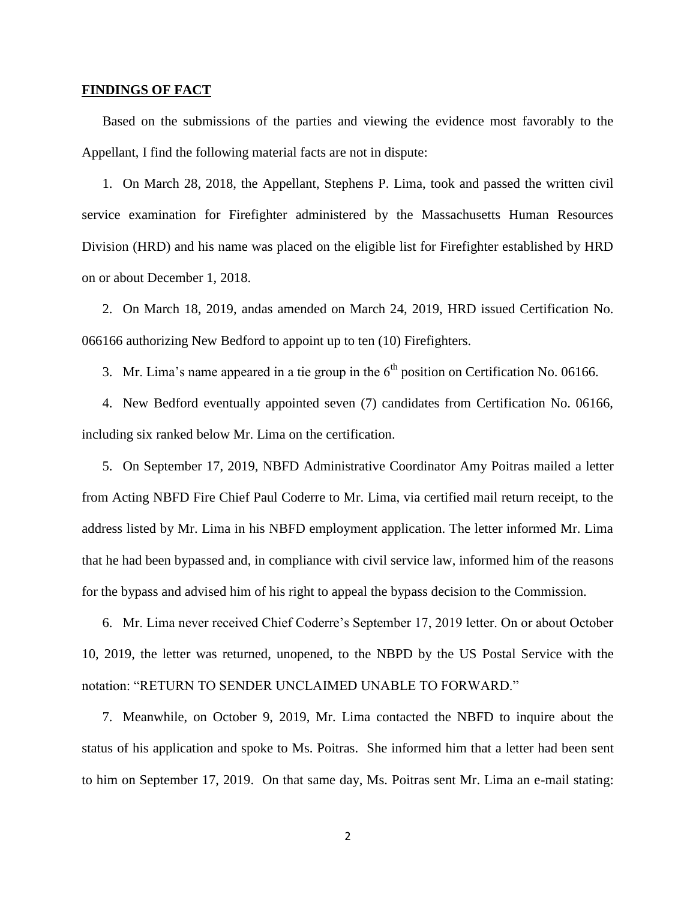## FINDINGS OF FACT

Based on the submissions of the parties and viewing the evidence most favorably to the Appellant, I find the following material facts are not in dispute:

1. On March 28, 2018, the Appellant, Stephens P. Lima, took and passed the written civil service examination for Firefighter administered by the Massachusetts Human Resources Division (HRD) and his name was placed on the eligible list for Firefighter established by HRD on or about December 1, 2018.

2. On March 18, 2019, andas amended on March 24, 2019, HRD issued Certification No. 066166 authorizing New Bedford to appoint up to ten (10) Firefighters.

3. Mr. Lima's name appeared in a tie group in the 6th position on Certification No. 06166.

4. New Bedford eventually appointed seven (7) candidates from Certification No. 06166, including six ranked below Mr. Lima on the certification.

5. On September 17, 2019, NBFD Administrative Coordinator Amy Poitras mailed a letter from Acting NBFD Fire Chief Paul Coderre to Mr. Lima, via certified mail return receipt, to the address listed by Mr. Lima in his NBFD employment application. The letter informed Mr. Lima that he had been bypassed and, in compliance with civil service law, informed him of the reasons for the bypass and advised him of his right to appeal the bypass decision to the Commission.

6. Mr. Lima never received Chief Coderre's September 17, 2019 letter. On or about October 10, 2019, the letter was returned, unopened, to the NBPD by the US Postal Service with the notation: "RETURN TO SENDER UNCLAIMED UNABLE TO FORWARD."

7. Meanwhile, on October 9, 2019, Mr. Lima contacted the NBFD to inquire about the status of his application and spoke to Ms. Poitras. She informed him that a letter had been sent to him on September 17, 2019. On that same day, Ms. Poitras sent Mr. Lima an e-mail stating: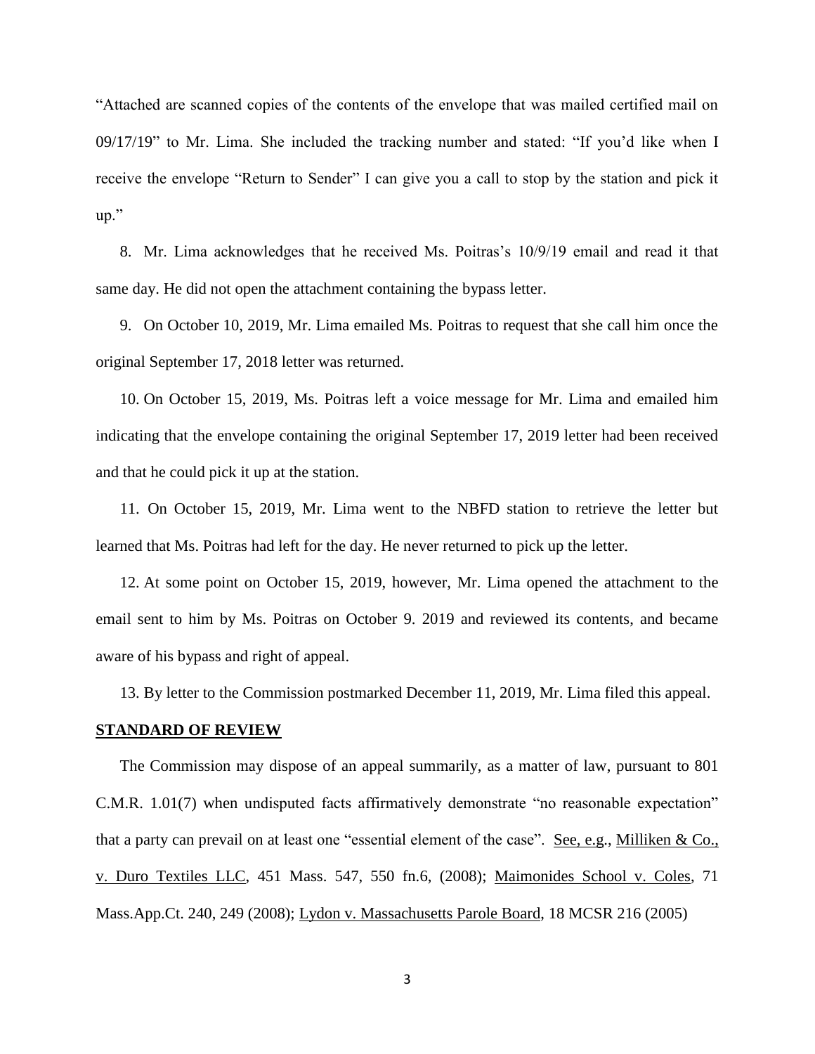"Attached are scanned copies of the contents of the envelope that was mailed certified mail on 09/17/19" to Mr. Lima. She included the tracking number and stated: "If you'd like when I receive the envelope "Return to Sender" I can give you a call to stop by the station and pick it up."

8. Mr. Lima acknowledges that he received Ms. Poitras's 10/9/19 email and read it that same day. He did not open the attachment containing the bypass letter.

9. On October 10, 2019, Mr. Lima emailed Ms. Poitras to request that she call him once the original September 17, 2018 letter was returned.

10. On October 15, 2019, Ms. Poitras left a voice message for Mr. Lima and emailed him indicating that the envelope containing the original September 17, 2019 letter had been received and that he could pick it up at the station.

11. On October 15, 2019, Mr. Lima went to the NBFD station to retrieve the letter but learned that Ms. Poitras had left for the day. He never returned to pick up the letter.

12. At some point on October 15, 2019, however, Mr. Lima opened the attachment to the email sent to him by Ms. Poitras on October 9. 2019 and reviewed its contents, and became aware of his bypass and right of appeal.

13. By letter to the Commission postmarked December 11, 2019, Mr. Lima filed this appeal.

## STANDARD OF REVIEW

The Commission may dispose of an appeal summarily, as a matter of law, pursuant to 801 C.M.R. 1.01(7) when undisputed facts affirmatively demonstrate "no reasonable expectation" that a party can prevail on at least one "essential element of the case". See, e.g., Milliken & Co., v. Duro Textiles LLC, 451 Mass. 547, 550 fn.6, (2008); Maimonides School v. Coles, 71 Mass.App.Ct. 240, 249 (2008); Lydon v. Massachusetts Parole Board, 18 MCSR 216 (2005)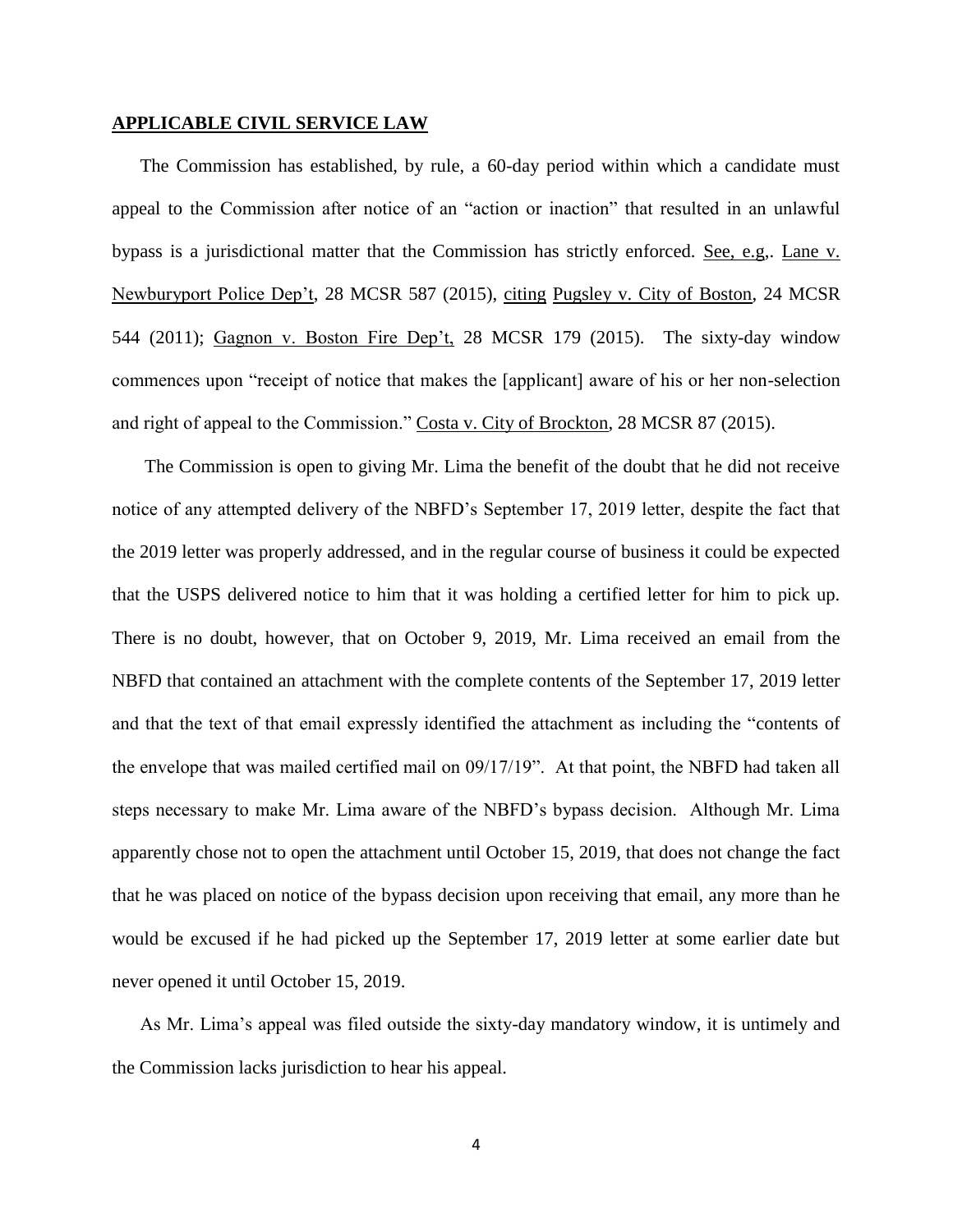## APPLICABLE CIVIL SERVICE LAW

The Commission has established, by rule, a 60-day period within which a candidate must appeal to the Commission after notice of an "action or inaction" that resulted in an unlawful bypass is a jurisdictional matter that the Commission has strictly enforced. See, e.g,. Lane v. Newburyport Police Dep't, 28 MCSR 587 (2015), citing Pugsley v. City of Boston, 24 MCSR 544 (2011); Gagnon v. Boston Fire Dep't, 28 MCSR 179 (2015). The sixty-day window commences upon "receipt of notice that makes the [applicant] aware of his or her non-selection and right of appeal to the Commission." Costa v. City of Brockton, 28 MCSR 87 (2015).

The Commission is open to giving Mr. Lima the benefit of the doubt that he did not receive notice of any attempted delivery of the NBFD's September 17, 2019 letter, despite the fact that the 2019 letter was properly addressed, and in the regular course of business it could be expected that the USPS delivered notice to him that it was holding a certified letter for him to pick up. There is no doubt, however, that on October 9, 2019, Mr. Lima received an email from the NBFD that contained an attachment with the complete contents of the September 17, 2019 letter and that the text of that email expressly identified the attachment as including the "contents of the envelope that was mailed certified mail on 09/17/19". At that point, the NBFD had taken all steps necessary to make Mr. Lima aware of the NBFD's bypass decision. Although Mr. Lima apparently chose not to open the attachment until October 15, 2019, that does not change the fact that he was placed on notice of the bypass decision upon receiving that email, any more than he would be excused if he had picked up the September 17, 2019 letter at some earlier date but never opened it until October 15, 2019.

As Mr. Lima's appeal was filed outside the sixty-day mandatory window, it is untimely and the Commission lacks jurisdiction to hear his appeal.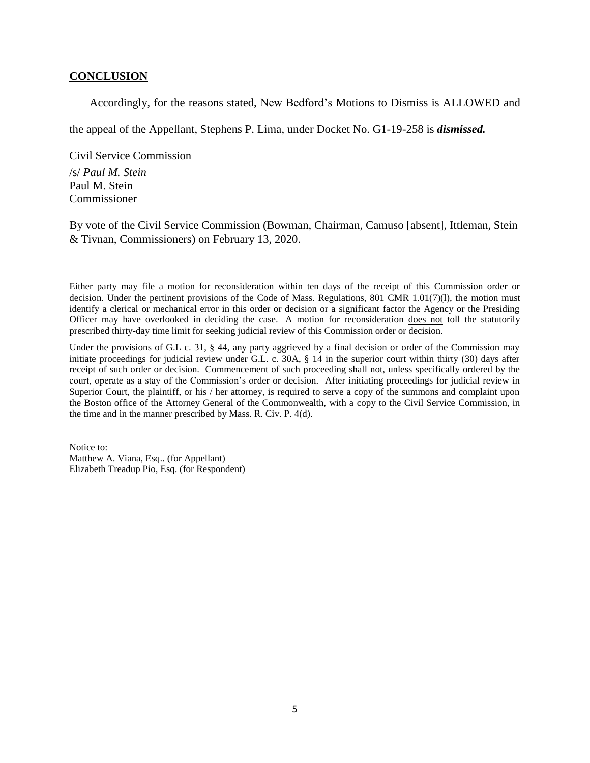## **CONCLUSION**

Accordingly, for the reasons stated, New Bedford's Motions to Dismiss is ALLOWED and the appeal of the Appellant, Stephens P. Lima, under Docket No. G1-19-258 is ***dismissed.***

Civil Service Commission

/s/ *Paul M. Stein*
Paul M. Stein
Commissioner

By vote of the Civil Service Commission (Bowman, Chairman, Camuso [absent], Ittleman, Stein & Tivnan, Commissioners) on February 13, 2020.

Either party may file a motion for reconsideration within ten days of the receipt of this Commission order or decision. Under the pertinent provisions of the Code of Mass. Regulations, 801 CMR 1.01(7)(l), the motion must identify a clerical or mechanical error in this order or decision or a significant factor the Agency or the Presiding Officer may have overlooked in deciding the case. A motion for reconsideration does not toll the statutorily prescribed thirty-day time limit for seeking judicial review of this Commission order or decision.

Under the provisions of G.L c. 31, § 44, any party aggrieved by a final decision or order of the Commission may initiate proceedings for judicial review under G.L. c. 30A, § 14 in the superior court within thirty (30) days after receipt of such order or decision. Commencement of such proceeding shall not, unless specifically ordered by the court, operate as a stay of the Commission's order or decision. After initiating proceedings for judicial review in Superior Court, the plaintiff, or his / her attorney, is required to serve a copy of the summons and complaint upon the Boston office of the Attorney General of the Commonwealth, with a copy to the Civil Service Commission, in the time and in the manner prescribed by Mass. R. Civ. P. 4(d).

Notice to:
Matthew A. Viana, Esq.. (for Appellant)
Elizabeth Treadup Pio, Esq. (for Respondent)